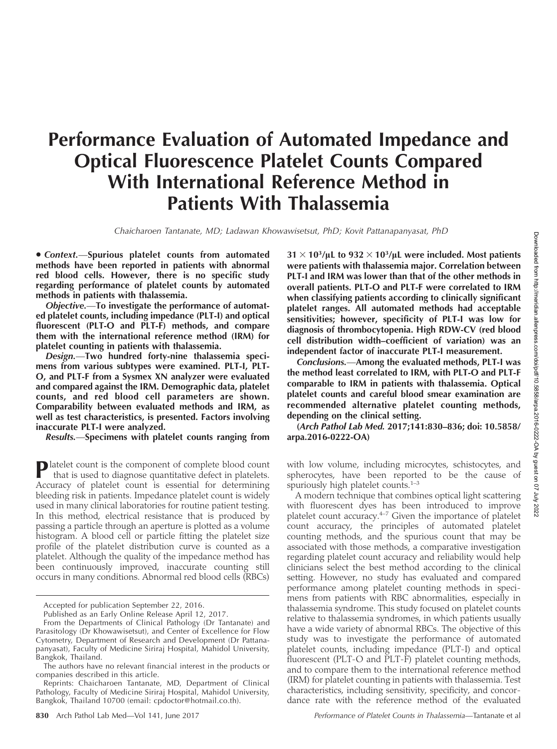# Performance Evaluation of Automated Impedance and Optical Fluorescence Platelet Counts Compared With International Reference Method in Patients With Thalassemia

*Chaicharoen Tantanate, MD; Ladawan Khowawisetsut, PhD; Kovit Pattanapanyasat, PhD*

• ***Context.***—**Spurious platelet counts from automated methods have been reported in patients with abnormal red blood cells. However, there is no specific study regarding performance of platelet counts by automated methods in patients with thalassemia.**

***Objective.***—**To investigate the performance of automated platelet counts, including impedance (PLT-I) and optical fluorescent (PLT-O and PLT-F) methods, and compare them with the international reference method (IRM) for platelet counting in patients with thalassemia.**

***Design.***—**Two hundred forty-nine thalassemia specimens from various subtypes were examined. PLT-I, PLT-O, and PLT-F from a Sysmex XN analyzer were evaluated and compared against the IRM. Demographic data, platelet counts, and red blood cell parameters are shown. Comparability between evaluated methods and IRM, as well as test characteristics, is presented. Factors involving inaccurate PLT-I were analyzed.**

***Results.***—**Specimens with platelet counts ranging from $31 \times 10^3/\mu L$ to $932 \times 10^3/\mu L$ were included. Most patients were patients with thalassemia major. Correlation between PLT-I and IRM was lower than that of the other methods in overall patients. PLT-O and PLT-F were correlated to IRM when classifying patients according to clinically significant platelet ranges. All automated methods had acceptable sensitivities; however, specificity of PLT-I was low for diagnosis of thrombocytopenia. High RDW-CV (red blood cell distribution width–coefficient of variation) was an independent factor of inaccurate PLT-I measurement.**

***Conclusions.***—**Among the evaluated methods, PLT-I was the method least correlated to IRM, with PLT-O and PLT-F comparable to IRM in patients with thalassemia. Optical platelet counts and careful blood smear examination are recommended alternative platelet counting methods, depending on the clinical setting.**

**(*Arch Pathol Lab Med.* 2017;141:830–836; doi: 10.5858/arpa.2016-0222-OA)**

Platelet count is the component of complete blood count that is used to diagnose quantitative defect in platelets. Accuracy of platelet count is essential for determining bleeding risk in patients. Impedance platelet count is widely used in many clinical laboratories for routine patient testing. In this method, electrical resistance that is produced by passing a particle through an aperture is plotted as a volume histogram. A blood cell or particle fitting the platelet size profile of the platelet distribution curve is counted as a platelet. Although the quality of the impedance method has been continuously improved, inaccurate counting still occurs in many conditions. Abnormal red blood cells (RBCs) with low volume, including microcytes, schistocytes, and spherocytes, have been reported to be the cause of spuriously high platelet counts.[1–3]

A modern technique that combines optical light scattering with fluorescent dyes has been introduced to improve platelet count accuracy.[4–7] Given the importance of platelet count accuracy, the principles of automated platelet counting methods, and the spurious count that may be associated with those methods, a comparative investigation regarding platelet count accuracy and reliability would help clinicians select the best method according to the clinical setting. However, no study has evaluated and compared performance among platelet counting methods in specimens from patients with RBC abnormalities, especially in thalassemia syndrome. This study focused on platelet counts relative to thalassemia syndromes, in which patients usually have a wide variety of abnormal RBCs. The objective of this study was to investigate the performance of automated platelet counts, including impedance (PLT-I) and optical fluorescent (PLT-O and PLT-F) platelet counting methods, and to compare them to the international reference method (IRM) for platelet counting in patients with thalassemia. Test characteristics, including sensitivity, specificity, and concordance rate with the reference method of the evaluated

Accepted for publication September 22, 2016.

Published as an Early Online Release April 12, 2017.

From the Departments of Clinical Pathology (Dr Tantanate) and Parasitology (Dr Khowawisetsut), and Center of Excellence for Flow Cytometry, Department of Research and Development (Dr Pattanapanyasat), Faculty of Medicine Siriraj Hospital, Mahidol University, Bangkok, Thailand.

The authors have no relevant financial interest in the products or companies described in this article.

Reprints: Chaicharoen Tantanate, MD, Department of Clinical Pathology, Faculty of Medicine Siriraj Hospital, Mahidol University, Bangkok, Thailand 10700 (email: cpdoctor@hotmail.co.th).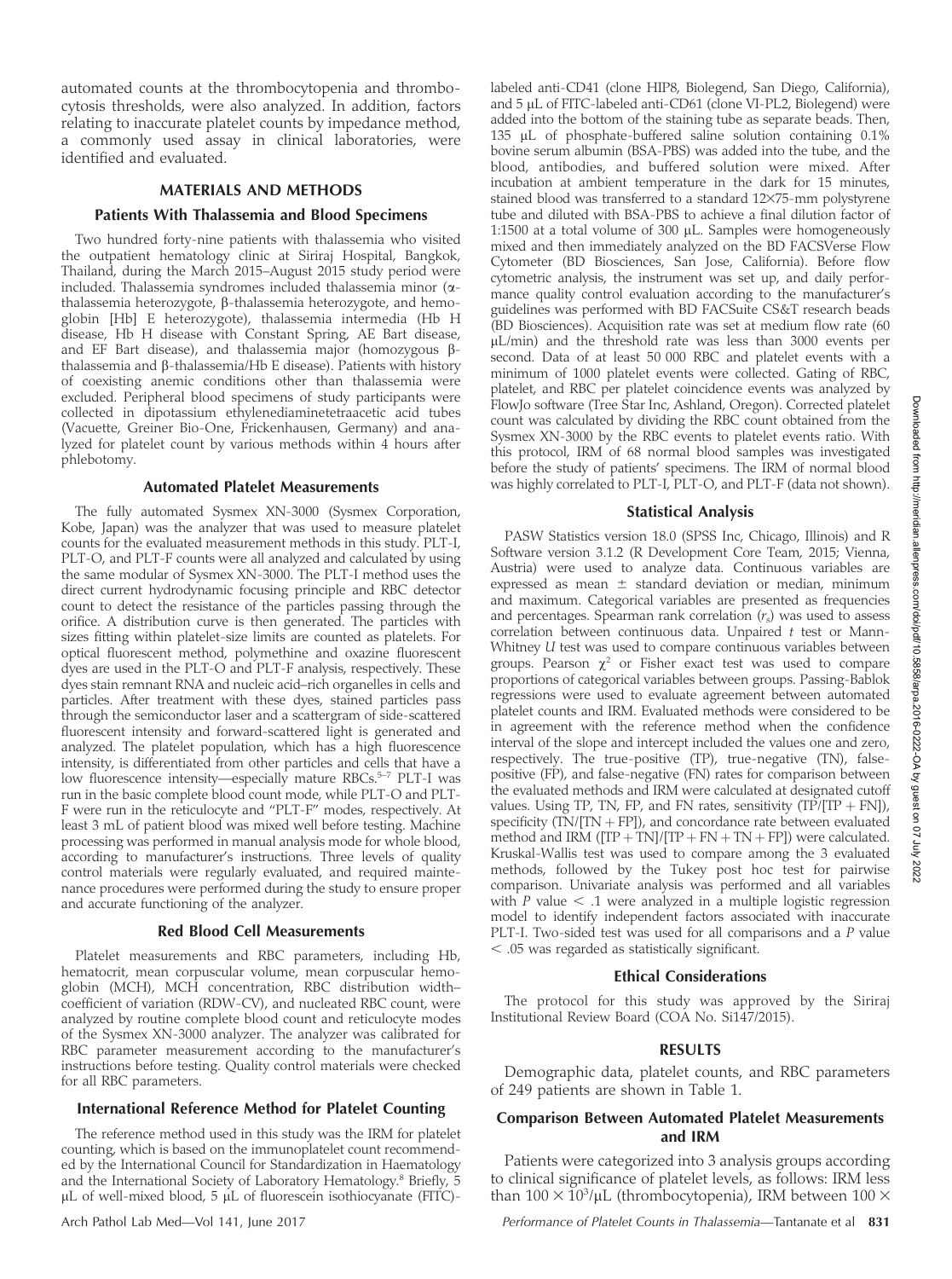automated counts at the thrombocytopenia and thrombocytosis thresholds, were also analyzed. In addition, factors relating to inaccurate platelet counts by impedance method, a commonly used assay in clinical laboratories, were identified and evaluated.

## MATERIALS AND METHODS

### Patients With Thalassemia and Blood Specimens

Two hundred forty-nine patients with thalassemia who visited the outpatient hematology clinic at Siriraj Hospital, Bangkok, Thailand, during the March 2015–August 2015 study period were included. Thalassemia syndromes included thalassemia minor (α-thalassemia heterozygote, β-thalassemia heterozygote, and hemoglobin [Hb] E heterozygote), thalassemia intermedia (Hb H disease, Hb H disease with Constant Spring, AE Bart disease, and EF Bart disease), and thalassemia major (homozygous β-thalassemia and β-thalassemia/Hb E disease). Patients with history of coexisting anemic conditions other than thalassemia were excluded. Peripheral blood specimens of study participants were collected in dipotassium ethylenediaminetetraacetic acid tubes (Vacuette, Greiner Bio-One, Frickenhausen, Germany) and analyzed for platelet count by various methods within 4 hours after phlebotomy.

### Automated Platelet Measurements

The fully automated Sysmex XN-3000 (Sysmex Corporation, Kobe, Japan) was the analyzer that was used to measure platelet counts for the evaluated measurement methods in this study. PLT-I, PLT-O, and PLT-F counts were all analyzed and calculated by using the same modular of Sysmex XN-3000. The PLT-I method uses the direct current hydrodynamic focusing principle and RBC detector count to detect the resistance of the particles passing through the orifice. A distribution curve is then generated. The particles with sizes fitting within platelet-size limits are counted as platelets. For optical fluorescent method, polymethine and oxazine fluorescent dyes are used in the PLT-O and PLT-F analysis, respectively. These dyes stain remnant RNA and nucleic acid–rich organelles in cells and particles. After treatment with these dyes, stained particles pass through the semiconductor laser and a scattergram of side-scattered fluorescent intensity and forward-scattered light is generated and analyzed. The platelet population, which has a high fluorescence intensity, is differentiated from other particles and cells that have a low fluorescence intensity—especially mature RBCs.[5–7] PLT-I was run in the basic complete blood count mode, while PLT-O and PLT-F were run in the reticulocyte and "PLT-F" modes, respectively. At least 3 mL of patient blood was mixed well before testing. Machine processing was performed in manual analysis mode for whole blood, according to manufacturer's instructions. Three levels of quality control materials were regularly evaluated, and required maintenance procedures were performed during the study to ensure proper and accurate functioning of the analyzer.

### Red Blood Cell Measurements

Platelet measurements and RBC parameters, including Hb, hematocrit, mean corpuscular volume, mean corpuscular hemoglobin (MCH), MCH concentration, RBC distribution width–coefficient of variation (RDW-CV), and nucleated RBC count, were analyzed by routine complete blood count and reticulocyte modes of the Sysmex XN-3000 analyzer. The analyzer was calibrated for RBC parameter measurement according to the manufacturer's instructions before testing. Quality control materials were checked for all RBC parameters.

### International Reference Method for Platelet Counting

The reference method used in this study was the IRM for platelet counting, which is based on the immunoplatelet count recommended by the International Council for Standardization in Haematology and the International Society of Laboratory Hematology.[8] Briefly, 5 μL of well-mixed blood, 5 μL of fluorescein isothiocyanate (FITC)-labeled anti-CD41 (clone HIP8, Biolegend, San Diego, California), and 5 μL of FITC-labeled anti-CD61 (clone VI-PL2, Biolegend) were added into the bottom of the staining tube as separate beads. Then, 135 μL of phosphate-buffered saline solution containing 0.1% bovine serum albumin (BSA-PBS) was added into the tube, and the blood, antibodies, and buffered solution were mixed. After incubation at ambient temperature in the dark for 15 minutes, stained blood was transferred to a standard 12×75-mm polystyrene tube and diluted with BSA-PBS to achieve a final dilution factor of 1:1500 at a total volume of 300 μL. Samples were homogeneously mixed and then immediately analyzed on the BD FACSVerse Flow Cytometer (BD Biosciences, San Jose, California). Before flow cytometric analysis, the instrument was set up, and daily performance quality control evaluation according to the manufacturer's guidelines was performed with BD FACSuite CS&T research beads (BD Biosciences). Acquisition rate was set at medium flow rate (60 μL/min) and the threshold rate was less than 3000 events per second. Data of at least 50 000 RBC and platelet events with a minimum of 1000 platelet events were collected. Gating of RBC, platelet, and RBC per platelet coincidence events was analyzed by FlowJo software (Tree Star Inc, Ashland, Oregon). Corrected platelet count was calculated by dividing the RBC count obtained from the Sysmex XN-3000 by the RBC events to platelet events ratio. With this protocol, IRM of 68 normal blood samples was investigated before the study of patients' specimens. The IRM of normal blood was highly correlated to PLT-I, PLT-O, and PLT-F (data not shown).

### Statistical Analysis

PASW Statistics version 18.0 (SPSS Inc, Chicago, Illinois) and R Software version 3.1.2 (R Development Core Team, 2015; Vienna, Austria) were used to analyze data. Continuous variables are expressed as mean ± standard deviation or median, minimum and maximum. Categorical variables are presented as frequencies and percentages. Spearman rank correlation ($r_s$) was used to assess correlation between continuous data. Unpaired *t* test or Mann-Whitney *U* test was used to compare continuous variables between groups. Pearson $\chi^2$ or Fisher exact test was used to compare proportions of categorical variables between groups. Passing-Bablok regressions were used to evaluate agreement between automated platelet counts and IRM. Evaluated methods were considered to be in agreement with the reference method when the confidence interval of the slope and intercept included the values one and zero, respectively. The true-positive (TP), true-negative (TN), false-positive (FP), and false-negative (FN) rates for comparison between the evaluated methods and IRM were calculated at designated cutoff values. Using TP, TN, FP, and FN rates, sensitivity (TP/[TP + FN]), specificity (TN/[TN + FP]), and concordance rate between evaluated method and IRM ([TP + TN]/[TP + FN + TN + FP]) were calculated. Kruskal-Wallis test was used to compare among the 3 evaluated methods, followed by the Tukey post hoc test for pairwise comparison. Univariate analysis was performed and all variables with $P$ value $< .1$ were analyzed in a multiple logistic regression model to identify independent factors associated with inaccurate PLT-I. Two-sided test was used for all comparisons and a $P$ value $< .05$ was regarded as statistically significant.

### Ethical Considerations

The protocol for this study was approved by the Siriraj Institutional Review Board (COA No. Si147/2015).

## RESULTS

Demographic data, platelet counts, and RBC parameters of 249 patients are shown in Table 1.

### Comparison Between Automated Platelet Measurements and IRM

Patients were categorized into 3 analysis groups according to clinical significance of platelet levels, as follows: IRM less than $100 \times 10^3/\mu L$ (thrombocytopenia), IRM between $100 \times$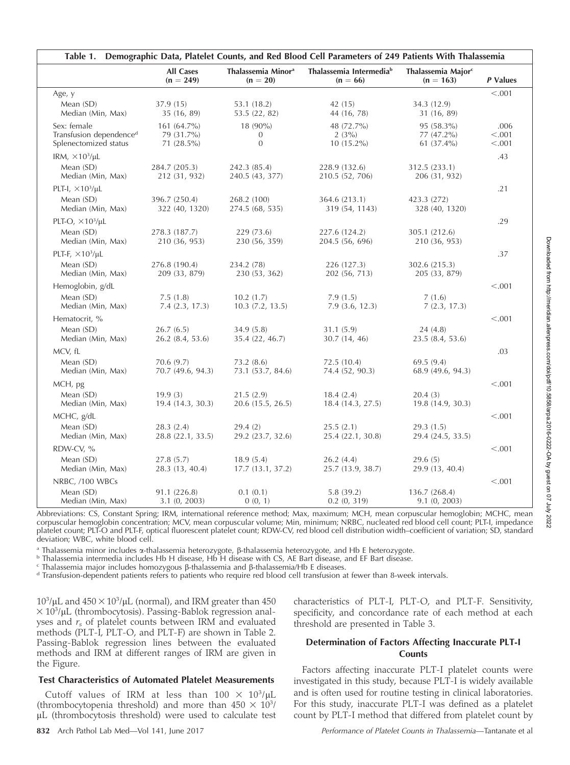**Table 1. Demographic Data, Platelet Counts, and Red Blood Cell Parameters of 249 Patients With Thalassemia**

| | All Cases (n = 249) | Thalassemia Minor[a] (n = 20) | Thalassemia Intermedia[b] (n = 66) | Thalassemia Major[c] (n = 163) | P Values |
|---|---|---|---|---|---|
| Age, y | | | | | <.001 |
| Mean (SD) | 37.9 (15) | 53.1 (18.2) | 42 (15) | 34.3 (12.9) | |
| Median (Min, Max) | 35 (16, 89) | 53.5 (22, 82) | 44 (16, 78) | 31 (16, 89) | |
| Sex: female | 161 (64.7%) | 18 (90%) | 48 (72.7%) | 95 (58.3%) | .006 |
| Transfusion dependence[d] | 79 (31.7%) | 0 | 2 (3%) | 77 (47.2%) | <.001 |
| Splenectomized status | 71 (28.5%) | 0 | 10 (15.2%) | 61 (37.4%) | <.001 |
| IRM, $\times 10^3/\mu L$ | | | | | .43 |
| Mean (SD) | 284.7 (205.3) | 242.3 (85.4) | 228.9 (132.6) | 312.5 (233.1) | |
| Median (Min, Max) | 212 (31, 932) | 240.5 (43, 377) | 210.5 (52, 706) | 206 (31, 932) | |
| PLT-I, $\times 10^3/\mu L$ | | | | | .21 |
| Mean (SD) | 396.7 (250.4) | 268.2 (100) | 364.6 (213.1) | 423.3 (272) | |
| Median (Min, Max) | 322 (40, 1320) | 274.5 (68, 535) | 319 (54, 1143) | 328 (40, 1320) | |
| PLT-O, $\times 10^3/\mu L$ | | | | | .29 |
| Mean (SD) | 278.3 (187.7) | 229 (73.6) | 227.6 (124.2) | 305.1 (212.6) | |
| Median (Min, Max) | 210 (36, 953) | 230 (56, 359) | 204.5 (56, 696) | 210 (36, 953) | |
| PLT-F, $\times 10^3/\mu L$ | | | | | .37 |
| Mean (SD) | 276.8 (190.4) | 234.2 (78) | 226 (127.3) | 302.6 (215.3) | |
| Median (Min, Max) | 209 (33, 879) | 230 (53, 362) | 202 (56, 713) | 205 (33, 879) | |
| Hemoglobin, g/dL | | | | | <.001 |
| Mean (SD) | 7.5 (1.8) | 10.2 (1.7) | 7.9 (1.5) | 7 (1.6) | |
| Median (Min, Max) | 7.4 (2.3, 17.3) | 10.3 (7.2, 13.5) | 7.9 (3.6, 12.3) | 7 (2.3, 17.3) | |
| Hematocrit, % | | | | | <.001 |
| Mean (SD) | 26.7 (6.5) | 34.9 (5.8) | 31.1 (5.9) | 24 (4.8) | |
| Median (Min, Max) | 26.2 (8.4, 53.6) | 35.4 (22, 46.7) | 30.7 (14, 46) | 23.5 (8.4, 53.6) | |
| MCV, fL | | | | | .03 |
| Mean (SD) | 70.6 (9.7) | 73.2 (8.6) | 72.5 (10.4) | 69.5 (9.4) | |
| Median (Min, Max) | 70.7 (49.6, 94.3) | 73.1 (53.7, 84.6) | 74.4 (52, 90.3) | 68.9 (49.6, 94.3) | |
| MCH, pg | | | | | <.001 |
| Mean (SD) | 19.9 (3) | 21.5 (2.9) | 18.4 (2.4) | 20.4 (3) | |
| Median (Min, Max) | 19.4 (14.3, 30.3) | 20.6 (15.5, 26.5) | 18.4 (14.3, 27.5) | 19.8 (14.9, 30.3) | |
| MCHC, g/dL | | | | | <.001 |
| Mean (SD) | 28.3 (2.4) | 29.4 (2) | 25.5 (2.1) | 29.3 (1.5) | |
| Median (Min, Max) | 28.8 (22.1, 33.5) | 29.2 (23.7, 32.6) | 25.4 (22.1, 30.8) | 29.4 (24.5, 33.5) | |
| RDW-CV, % | | | | | <.001 |
| Mean (SD) | 27.8 (5.7) | 18.9 (5.4) | 26.2 (4.4) | 29.6 (5) | |
| Median (Min, Max) | 28.3 (13, 40.4) | 17.7 (13.1, 37.2) | 25.7 (13.9, 38.7) | 29.9 (13, 40.4) | |
| NRBC, /100 WBCs | | | | | <.001 |
| Mean (SD) | 91.1 (226.8) | 0.1 (0.1) | 5.8 (39.2) | 136.7 (268.4) | |
| Median (Min, Max) | 3.1 (0, 2003) | 0 (0, 1) | 0.2 (0, 319) | 9.1 (0, 2003) | |

Abbreviations: CS, Constant Spring; IRM, international reference method; Max, maximum; MCH, mean corpuscular hemoglobin; MCHC, mean corpuscular hemoglobin concentration; MCV, mean corpuscular volume; Min, minimum; NRBC, nucleated red blood cell count; PLT-I, impedance platelet count; PLT-O and PLT-F, optical fluorescent platelet count; RDW-CV, red blood cell distribution width–coefficient of variation; SD, standard deviation; WBC, white blood cell.

[a] Thalassemia minor includes α-thalassemia heterozygote, β-thalassemia heterozygote, and Hb E heterozygote.

[b] Thalassemia intermedia includes Hb H disease, Hb H disease with CS, AE Bart disease, and EF Bart disease.

[c] Thalassemia major includes homozygous β-thalassemia and β-thalassemia/Hb E diseases.

[d] Transfusion-dependent patients refers to patients who require red blood cell transfusion at fewer than 8-week intervals.

$10^3/\mu L$ and $450 \times 10^3/\mu L$ (normal), and IRM greater than 450 $\times 10^3/\mu L$ (thrombocytosis). Passing-Bablok regression analyses and $r_s$ of platelet counts between IRM and evaluated methods (PLT-I, PLT-O, and PLT-F) are shown in Table 2. Passing-Bablok regression lines between the evaluated methods and IRM at different ranges of IRM are given in the Figure.

### Test Characteristics of Automated Platelet Measurements

Cutoff values of IRM at less than $100 \times 10^3/\mu L$ (thrombocytopenia threshold) and more than $450 \times 10^3/\mu L$ (thrombocytosis threshold) were used to calculate test characteristics of PLT-I, PLT-O, and PLT-F. Sensitivity, specificity, and concordance rate of each method at each threshold are presented in Table 3.

### Determination of Factors Affecting Inaccurate PLT-I Counts

Factors affecting inaccurate PLT-I platelet counts were investigated in this study, because PLT-I is widely available and is often used for routine testing in clinical laboratories. For this study, inaccurate PLT-I was defined as a platelet count by PLT-I method that differed from platelet count by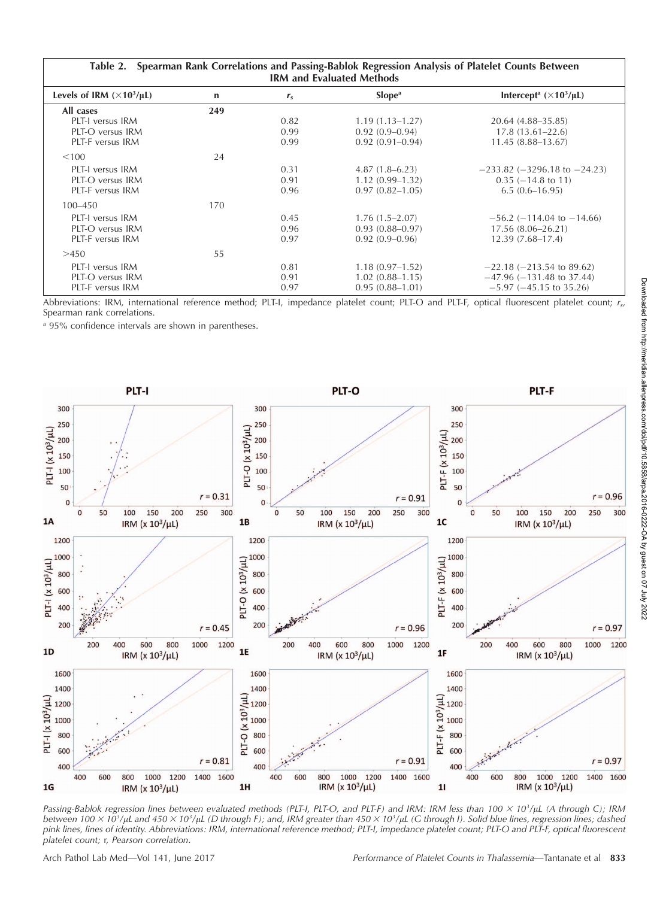**Table 2. Spearman Rank Correlations and Passing-Bablok Regression Analysis of Platelet Counts Between IRM and Evaluated Methods**

| Levels of IRM ($\times 10^3/\mu L$) | n | $r_s$ | Slope[a] | Intercept[a] ($\times 10^3/\mu L$) |
|---|---|---|---|---|
| **All cases** | 249 | | | |
| PLT-I versus IRM | | 0.82 | 1.19 (1.13–1.27) | 20.64 (4.88–35.85) |
| PLT-O versus IRM | | 0.99 | 0.92 (0.9–0.94) | 17.8 (13.61–22.6) |
| PLT-F versus IRM | | 0.99 | 0.92 (0.91–0.94) | 11.45 (8.88–13.67) |
| <100 | 24 | | | |
| PLT-I versus IRM | | 0.31 | 4.87 (1.8–6.23) | −233.82 (−3296.18 to −24.23) |
| PLT-O versus IRM | | 0.91 | 1.12 (0.99–1.32) | 0.35 (−14.8 to 11) |
| PLT-F versus IRM | | 0.96 | 0.97 (0.82–1.05) | 6.5 (0.6–16.95) |
| 100–450 | 170 | | | |
| PLT-I versus IRM | | 0.45 | 1.76 (1.5–2.07) | −56.2 (−114.04 to −14.66) |
| PLT-O versus IRM | | 0.96 | 0.93 (0.88–0.97) | 17.56 (8.06–26.21) |
| PLT-F versus IRM | | 0.97 | 0.92 (0.9–0.96) | 12.39 (7.68–17.4) |
| >450 | 55 | | | |
| PLT-I versus IRM | | 0.81 | 1.18 (0.97–1.52) | −22.18 (−213.54 to 89.62) |
| PLT-O versus IRM | | 0.91 | 1.02 (0.88–1.15) | −47.96 (−131.48 to 37.44) |
| PLT-F versus IRM | | 0.97 | 0.95 (0.88–1.01) | −5.97 (−45.15 to 35.26) |

Abbreviations: IRM, international reference method; PLT-I, impedance platelet count; PLT-O and PLT-F, optical fluorescent platelet count; $r_s$, Spearman rank correlations.

[a] 95% confidence intervals are shown in parentheses.

*Passing-Bablok regression lines between evaluated methods (PLT-I, PLT-O, and PLT-F) and IRM: IRM less than $100 \times 10^3/\mu L$ (A through C); IRM between $100 \times 10^3/\mu L$ and $450 \times 10^3/\mu L$ (D through F); and, IRM greater than $450 \times 10^3/\mu L$ (G through I). Solid blue lines, regression lines; dashed pink lines, lines of identity. Abbreviations: IRM, international reference method; PLT-I, impedance platelet count; PLT-O and PLT-F, optical fluorescent platelet count; r, Pearson correlation.*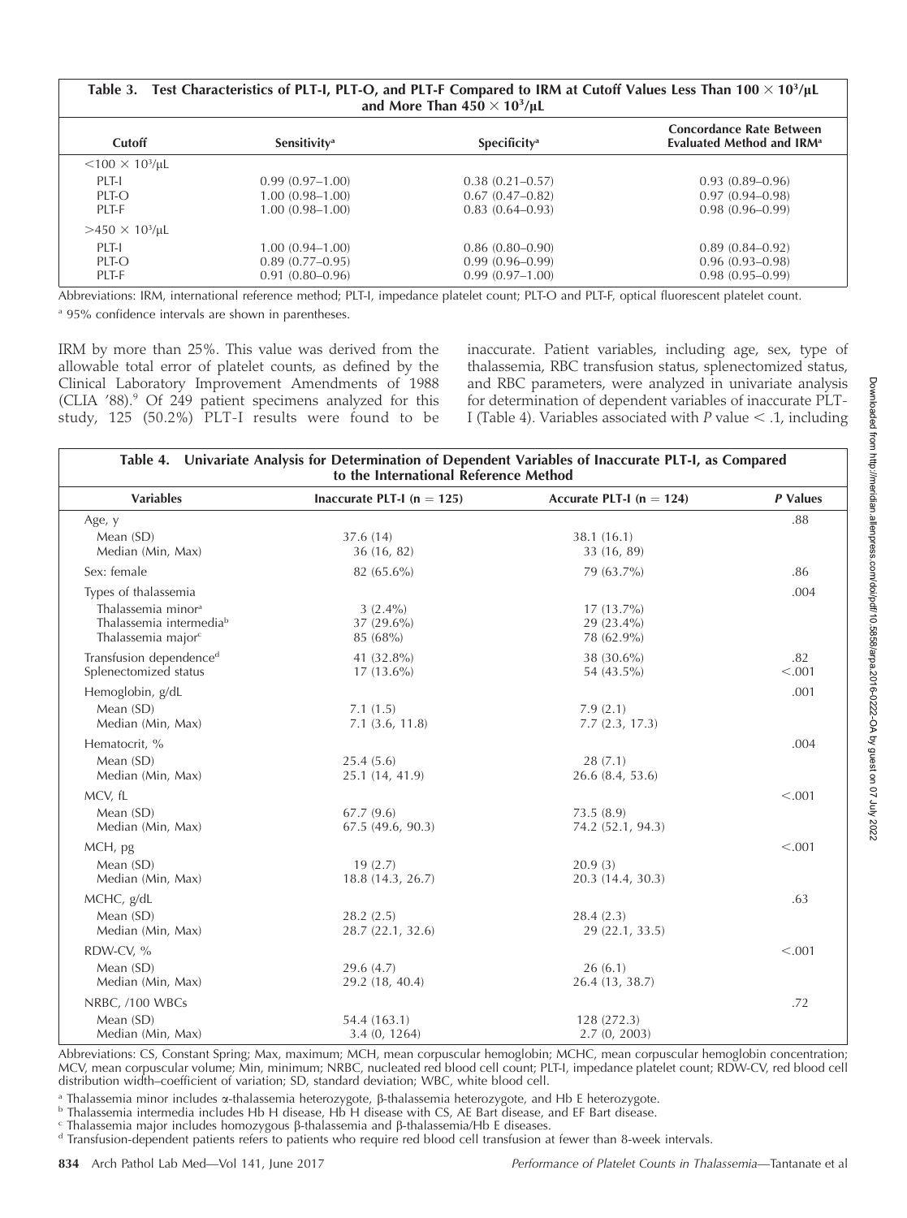**Table 3. Test Characteristics of PLT-I, PLT-O, and PLT-F Compared to IRM at Cutoff Values Less Than $100 \times 10^3/\mu L$ and More Than $450 \times 10^3/\mu L$**

| Cutoff | Sensitivity[a] | Specificity[a] | Concordance Rate Between Evaluated Method and IRM[a] |
|---|---|---|---|
| $<100 \times 10^3/\mu L$ | | | |
| PLT-I | 0.99 (0.97–1.00) | 0.38 (0.21–0.57) | 0.93 (0.89–0.96) |
| PLT-O | 1.00 (0.98–1.00) | 0.67 (0.47–0.82) | 0.97 (0.94–0.98) |
| PLT-F | 1.00 (0.98–1.00) | 0.83 (0.64–0.93) | 0.98 (0.96–0.99) |
| $>450 \times 10^3/\mu L$ | | | |
| PLT-I | 1.00 (0.94–1.00) | 0.86 (0.80–0.90) | 0.89 (0.84–0.92) |
| PLT-O | 0.89 (0.77–0.95) | 0.99 (0.96–0.99) | 0.96 (0.93–0.98) |
| PLT-F | 0.91 (0.80–0.96) | 0.99 (0.97–1.00) | 0.98 (0.95–0.99) |

Abbreviations: IRM, international reference method; PLT-I, impedance platelet count; PLT-O and PLT-F, optical fluorescent platelet count.

[a] 95% confidence intervals are shown in parentheses.

IRM by more than 25%. This value was derived from the allowable total error of platelet counts, as defined by the Clinical Laboratory Improvement Amendments of 1988 (CLIA '88).[9] Of 249 patient specimens analyzed for this study, 125 (50.2%) PLT-I results were found to be inaccurate. Patient variables, including age, sex, type of thalassemia, RBC transfusion status, splenectomized status, and RBC parameters, were analyzed in univariate analysis for determination of dependent variables of inaccurate PLT-I (Table 4). Variables associated with *P* value $< .1$, including

**Table 4. Univariate Analysis for Determination of Dependent Variables of Inaccurate PLT-I, as Compared to the International Reference Method**

| Variables | Inaccurate PLT-I (n = 125) | Accurate PLT-I (n = 124) | *P* Values |
|---|---|---|---|
| Age, y | | | .88 |
| Mean (SD) | 37.6 (14) | 38.1 (16.1) | |
| Median (Min, Max) | 36 (16, 82) | 33 (16, 89) | |
| Sex: female | 82 (65.6%) | 79 (63.7%) | .86 |
| Types of thalassemia | | | .004 |
| Thalassemia minor[a] | 3 (2.4%) | 17 (13.7%) | |
| Thalassemia intermedia[b] | 37 (29.6%) | 29 (23.4%) | |
| Thalassemia major[c] | 85 (68%) | 78 (62.9%) | |
| Transfusion dependence[d] | 41 (32.8%) | 38 (30.6%) | .82 |
| Splenectomized status | 17 (13.6%) | 54 (43.5%) | <.001 |
| Hemoglobin, g/dL | | | .001 |
| Mean (SD) | 7.1 (1.5) | 7.9 (2.1) | |
| Median (Min, Max) | 7.1 (3.6, 11.8) | 7.7 (2.3, 17.3) | |
| Hematocrit, % | | | .004 |
| Mean (SD) | 25.4 (5.6) | 28 (7.1) | |
| Median (Min, Max) | 25.1 (14, 41.9) | 26.6 (8.4, 53.6) | |
| MCV, fL | | | <.001 |
| Mean (SD) | 67.7 (9.6) | 73.5 (8.9) | |
| Median (Min, Max) | 67.5 (49.6, 90.3) | 74.2 (52.1, 94.3) | |
| MCH, pg | | | <.001 |
| Mean (SD) | 19 (2.7) | 20.9 (3) | |
| Median (Min, Max) | 18.8 (14.3, 26.7) | 20.3 (14.4, 30.3) | |
| MCHC, g/dL | | | .63 |
| Mean (SD) | 28.2 (2.5) | 28.4 (2.3) | |
| Median (Min, Max) | 28.7 (22.1, 32.6) | 29 (22.1, 33.5) | |
| RDW-CV, % | | | <.001 |
| Mean (SD) | 29.6 (4.7) | 26 (6.1) | |
| Median (Min, Max) | 29.2 (18, 40.4) | 26.4 (13, 38.7) | |
| NRBC, /100 WBCs | | | .72 |
| Mean (SD) | 54.4 (163.1) | 128 (272.3) | |
| Median (Min, Max) | 3.4 (0, 1264) | 2.7 (0, 2003) | |

Abbreviations: CS, Constant Spring; Max, maximum; MCH, mean corpuscular hemoglobin; MCHC, mean corpuscular hemoglobin concentration; MCV, mean corpuscular volume; Min, minimum; NRBC, nucleated red blood cell count; PLT-I, impedance platelet count; RDW-CV, red blood cell distribution width–coefficient of variation; SD, standard deviation; WBC, white blood cell.

[a] Thalassemia minor includes α-thalassemia heterozygote, β-thalassemia heterozygote, and Hb E heterozygote.

[b] Thalassemia intermedia includes Hb H disease, Hb H disease with CS, AE Bart disease, and EF Bart disease.

[c] Thalassemia major includes homozygous β-thalassemia and β-thalassemia/Hb E diseases.

[d] Transfusion-dependent patients refers to patients who require red blood cell transfusion at fewer than 8-week intervals.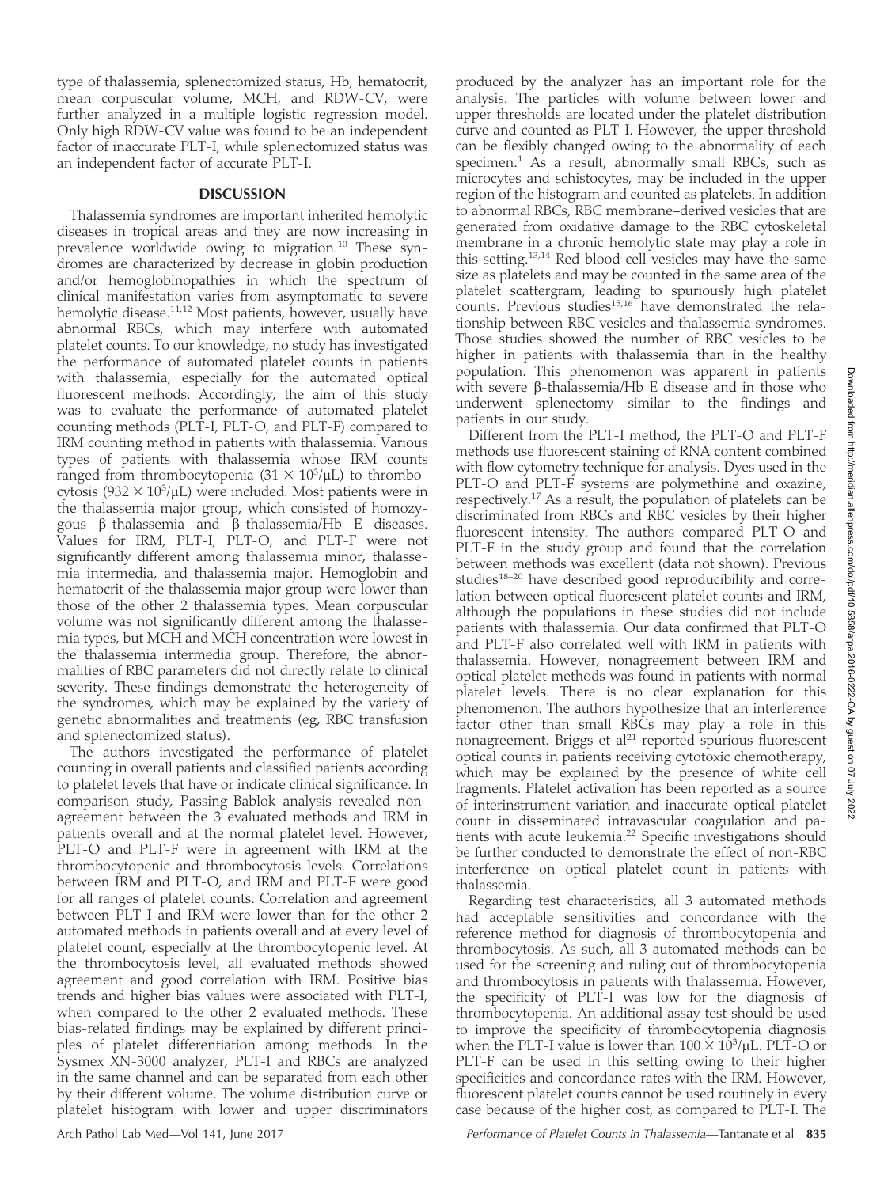type of thalassemia, splenectomized status, Hb, hematocrit, mean corpuscular volume, MCH, and RDW-CV, were further analyzed in a multiple logistic regression model. Only high RDW-CV value was found to be an independent factor of inaccurate PLT-I, while splenectomized status was an independent factor of accurate PLT-I.

## DISCUSSION

Thalassemia syndromes are important inherited hemolytic diseases in tropical areas and they are now increasing in prevalence worldwide owing to migration.[10] These syndromes are characterized by decrease in globin production and/or hemoglobinopathies in which the spectrum of clinical manifestation varies from asymptomatic to severe hemolytic disease.[11,12] Most patients, however, usually have abnormal RBCs, which may interfere with automated platelet counts. To our knowledge, no study has investigated the performance of automated platelet counts in patients with thalassemia, especially for the automated optical fluorescent methods. Accordingly, the aim of this study was to evaluate the performance of automated platelet counting methods (PLT-I, PLT-O, and PLT-F) compared to IRM counting method in patients with thalassemia. Various types of patients with thalassemia whose IRM counts ranged from thrombocytopenia ($31 \times 10^3/\mu L$) to thrombocytosis ($932 \times 10^3/\mu L$) were included. Most patients were in the thalassemia major group, which consisted of homozygous β-thalassemia and β-thalassemia/Hb E diseases. Values for IRM, PLT-I, PLT-O, and PLT-F were not significantly different among thalassemia minor, thalassemia intermedia, and thalassemia major. Hemoglobin and hematocrit of the thalassemia major group were lower than those of the other 2 thalassemia types. Mean corpuscular volume was not significantly different among the thalassemia types, but MCH and MCH concentration were lowest in the thalassemia intermedia group. Therefore, the abnormalities of RBC parameters did not directly relate to clinical severity. These findings demonstrate the heterogeneity of the syndromes, which may be explained by the variety of genetic abnormalities and treatments (eg, RBC transfusion and splenectomized status).

The authors investigated the performance of platelet counting in overall patients and classified patients according to platelet levels that have or indicate clinical significance. In comparison study, Passing-Bablok analysis revealed nonagreement between the 3 evaluated methods and IRM in patients overall and at the normal platelet level. However, PLT-O and PLT-F were in agreement with IRM at the thrombocytopenic and thrombocytosis levels. Correlations between IRM and PLT-O, and IRM and PLT-F were good for all ranges of platelet counts. Correlation and agreement between PLT-I and IRM were lower than for the other 2 automated methods in patients overall and at every level of platelet count, especially at the thrombocytopenic level. At the thrombocytosis level, all evaluated methods showed agreement and good correlation with IRM. Positive bias trends and higher bias values were associated with PLT-I, when compared to the other 2 evaluated methods. These bias-related findings may be explained by different principles of platelet differentiation among methods. In the Sysmex XN-3000 analyzer, PLT-I and RBCs are analyzed in the same channel and can be separated from each other by their different volume. The volume distribution curve or platelet histogram with lower and upper discriminators produced by the analyzer has an important role for the analysis. The particles with volume between lower and upper thresholds are located under the platelet distribution curve and counted as PLT-I. However, the upper threshold can be flexibly changed owing to the abnormality of each specimen.[1] As a result, abnormally small RBCs, such as microcytes and schistocytes, may be included in the upper region of the histogram and counted as platelets. In addition to abnormal RBCs, RBC membrane–derived vesicles that are generated from oxidative damage to the RBC cytoskeletal membrane in a chronic hemolytic state may play a role in this setting.[13,14] Red blood cell vesicles may have the same size as platelets and may be counted in the same area of the platelet scattergram, leading to spuriously high platelet counts. Previous studies[15,16] have demonstrated the relationship between RBC vesicles and thalassemia syndromes. Those studies showed the number of RBC vesicles to be higher in patients with thalassemia than in the healthy population. This phenomenon was apparent in patients with severe β-thalassemia/Hb E disease and in those who underwent splenectomy—similar to the findings and patients in our study.

Different from the PLT-I method, the PLT-O and PLT-F methods use fluorescent staining of RNA content combined with flow cytometry technique for analysis. Dyes used in the PLT-O and PLT-F systems are polymethine and oxazine, respectively.[17] As a result, the population of platelets can be discriminated from RBCs and RBC vesicles by their higher fluorescent intensity. The authors compared PLT-O and PLT-F in the study group and found that the correlation between methods was excellent (data not shown). Previous studies[18–20] have described good reproducibility and correlation between optical fluorescent platelet counts and IRM, although the populations in these studies did not include patients with thalassemia. Our data confirmed that PLT-O and PLT-F also correlated well with IRM in patients with thalassemia. However, nonagreement between IRM and optical platelet methods was found in patients with normal platelet levels. There is no clear explanation for this phenomenon. The authors hypothesize that an interference factor other than small RBCs may play a role in this nonagreement. Briggs et al[21] reported spurious fluorescent optical counts in patients receiving cytotoxic chemotherapy, which may be explained by the presence of white cell fragments. Platelet activation has been reported as a source of interinstrument variation and inaccurate optical platelet count in disseminated intravascular coagulation and patients with acute leukemia.[22] Specific investigations should be further conducted to demonstrate the effect of non-RBC interference on optical platelet count in patients with thalassemia.

Regarding test characteristics, all 3 automated methods had acceptable sensitivities and concordance with the reference method for diagnosis of thrombocytopenia and thrombocytosis. As such, all 3 automated methods can be used for the screening and ruling out of thrombocytopenia and thrombocytosis in patients with thalassemia. However, the specificity of PLT-I was low for the diagnosis of thrombocytopenia. An additional assay test should be used to improve the specificity of thrombocytopenia diagnosis when the PLT-I value is lower than $100 \times 10^3/\mu L$. PLT-O or PLT-F can be used in this setting owing to their higher specificities and concordance rates with the IRM. However, fluorescent platelet counts cannot be used routinely in every case because of the higher cost, as compared to PLT-I. The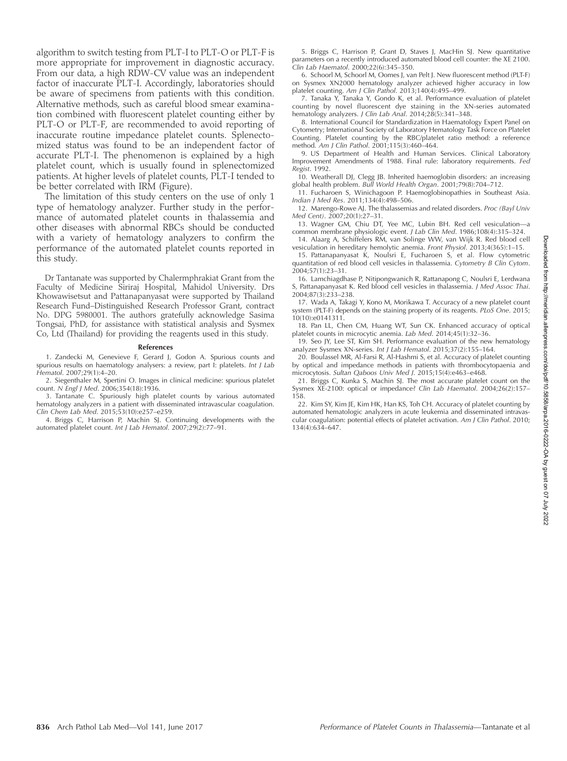algorithm to switch testing from PLT-I to PLT-O or PLT-F is more appropriate for improvement in diagnostic accuracy. From our data, a high RDW-CV value was an independent factor of inaccurate PLT-I. Accordingly, laboratories should be aware of specimens from patients with this condition. Alternative methods, such as careful blood smear examination combined with fluorescent platelet counting either by PLT-O or PLT-F, are recommended to avoid reporting of inaccurate routine impedance platelet counts. Splenectomized status was found to be an independent factor of accurate PLT-I. The phenomenon is explained by a high platelet count, which is usually found in splenectomized patients. At higher levels of platelet counts, PLT-I tended to be better correlated with IRM (Figure).

The limitation of this study centers on the use of only 1 type of hematology analyzer. Further study in the performance of automated platelet counts in thalassemia and other diseases with abnormal RBCs should be conducted with a variety of hematology analyzers to confirm the performance of the automated platelet counts reported in this study.

Dr Tantanate was supported by Chalermphrakiat Grant from the Faculty of Medicine Siriraj Hospital, Mahidol University. Drs Khowawisetsut and Pattanapanyasat were supported by Thailand Research Fund–Distinguished Research Professor Grant, contract No. DPG 5980001. The authors gratefully acknowledge Sasima Tongsai, PhD, for assistance with statistical analysis and Sysmex Co, Ltd (Thailand) for providing the reagents used in this study.

## References

1. Zandecki M, Genevieve F, Gerard J, Godon A. Spurious counts and spurious results on haematology analysers: a review, part I: platelets. *Int J Lab Hematol*. 2007;29(1):4–20.
2. Siegenthaler M, Spertini O. Images in clinical medicine: spurious platelet count. *N Engl J Med*. 2006;354(18):1936.
3. Tantanate C. Spuriously high platelet counts by various automated hematology analyzers in a patient with disseminated intravascular coagulation. *Clin Chem Lab Med*. 2015;53(10):e257–e259.
4. Briggs C, Harrison P, Machin SJ. Continuing developments with the automated platelet count. *Int J Lab Hematol*. 2007;29(2):77–91.
5. Briggs C, Harrison P, Grant D, Staves J, MacHin SJ. New quantitative parameters on a recently introduced automated blood cell counter: the XE 2100. *Clin Lab Haematol*. 2000;22(6):345–350.
6. Schoorl M, Schoorl M, Oomes J, van Pelt J. New fluorescent method (PLT-F) on Sysmex XN2000 hematology analyzer achieved higher accuracy in low platelet counting. *Am J Clin Pathol*. 2013;140(4):495–499.
7. Tanaka Y, Tanaka Y, Gondo K, et al. Performance evaluation of platelet counting by novel fluorescent dye staining in the XN-series automated hematology analyzers. *J Clin Lab Anal*. 2014;28(5):341–348.
8. International Council for Standardization in Haematology Expert Panel on Cytometry; International Society of Laboratory Hematology Task Force on Platelet Counting. Platelet counting by the RBC/platelet ratio method: a reference method. *Am J Clin Pathol*. 2001;115(3):460–464.
9. US Department of Health and Human Services. Clinical Laboratory Improvement Amendments of 1988. Final rule: laboratory requirements. *Fed Regist*. 1992.
10. Weatherall DJ, Clegg JB. Inherited haemoglobin disorders: an increasing global health problem. *Bull World Health Organ*. 2001;79(8):704–712.
11. Fucharoen S, Winichagoon P. Haemoglobinopathies in Southeast Asia. *Indian J Med Res*. 2011;134(4):498–506.
12. Marengo-Rowe AJ. The thalassemias and related disorders. *Proc (Bayl Univ Med Cent)*. 2007;20(1):27–31.
13. Wagner GM, Chiu DT, Yee MC, Lubin BH. Red cell vesiculation—a common membrane physiologic event. *J Lab Clin Med*. 1986;108(4):315–324.
14. Alaarg A, Schiffelers RM, van Solinge WW, van Wijk R. Red blood cell vesiculation in hereditary hemolytic anemia. *Front Physiol*. 2013;4(365):1–15.
15. Pattanapanyasat K, Noulsri E, Fucharoen S, et al. Flow cytometric quantitation of red blood cell vesicles in thalassemia. *Cytometry B Clin Cytom*. 2004;57(1):23–31.
16. Lamchiagdhase P, Nitipongwanich R, Rattanapong C, Noulsri E, Lerdwana S, Pattanapanyasat K. Red blood cell vesicles in thalassemia. *J Med Assoc Thai*. 2004;87(3):233–238.
17. Wada A, Takagi Y, Kono M, Morikawa T. Accuracy of a new platelet count system (PLT-F) depends on the staining property of its reagents. *PLoS One*. 2015;10(10):e0141311.
18. Pan LL, Chen CM, Huang WT, Sun CK. Enhanced accuracy of optical platelet counts in microcytic anemia. *Lab Med*. 2014;45(1):32–36.
19. Seo JY, Lee ST, Kim SH. Performance evaluation of the new hematology analyzer Sysmex XN-series. *Int J Lab Hematol*. 2015;37(2):155–164.
20. Boulassel MR, Al-Farsi R, Al-Hashmi S, et al. Accuracy of platelet counting by optical and impedance methods in patients with thrombocytopaenia and microcytosis. *Sultan Qaboos Univ Med J*. 2015;15(4):e463–e468.
21. Briggs C, Kunka S, Machin SJ. The most accurate platelet count on the Sysmex XE-2100: optical or impedance? *Clin Lab Haematol*. 2004;26(2):157–158.
22. Kim SY, Kim JE, Kim HK, Han KS, Toh CH. Accuracy of platelet counting by automated hematologic analyzers in acute leukemia and disseminated intravascular coagulation: potential effects of platelet activation. *Am J Clin Pathol*. 2010;134(4):634–647.